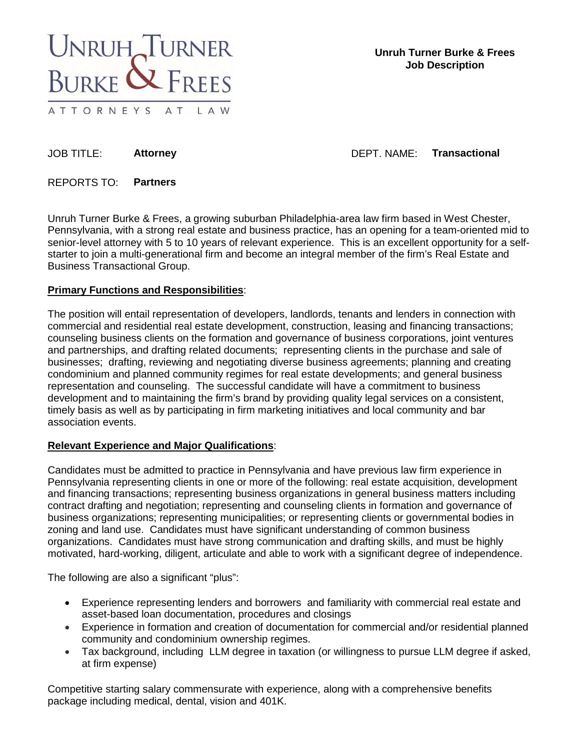UNRUH TURNER
BURKE & FREES
ATTORNEYS AT LAW

**Unruh Turner Burke & Frees**
**Job Description**

JOB TITLE: **Attorney** DEPT. NAME: **Transactional**

REPORTS TO: **Partners**

Unruh Turner Burke & Frees, a growing suburban Philadelphia-area law firm based in West Chester, Pennsylvania, with a strong real estate and business practice, has an opening for a team-oriented mid to senior-level attorney with 5 to 10 years of relevant experience. This is an excellent opportunity for a self-starter to join a multi-generational firm and become an integral member of the firm's Real Estate and Business Transactional Group.

**Primary Functions and Responsibilities**:

The position will entail representation of developers, landlords, tenants and lenders in connection with commercial and residential real estate development, construction, leasing and financing transactions; counseling business clients on the formation and governance of business corporations, joint ventures and partnerships, and drafting related documents; representing clients in the purchase and sale of businesses; drafting, reviewing and negotiating diverse business agreements; planning and creating condominium and planned community regimes for real estate developments; and general business representation and counseling. The successful candidate will have a commitment to business development and to maintaining the firm's brand by providing quality legal services on a consistent, timely basis as well as by participating in firm marketing initiatives and local community and bar association events.

**Relevant Experience and Major Qualifications**:

Candidates must be admitted to practice in Pennsylvania and have previous law firm experience in Pennsylvania representing clients in one or more of the following: real estate acquisition, development and financing transactions; representing business organizations in general business matters including contract drafting and negotiation; representing and counseling clients in formation and governance of business organizations; representing municipalities; or representing clients or governmental bodies in zoning and land use. Candidates must have significant understanding of common business organizations. Candidates must have strong communication and drafting skills, and must be highly motivated, hard-working, diligent, articulate and able to work with a significant degree of independence.

The following are also a significant "plus":

- Experience representing lenders and borrowers and familiarity with commercial real estate and asset-based loan documentation, procedures and closings
- Experience in formation and creation of documentation for commercial and/or residential planned community and condominium ownership regimes.
- Tax background, including LLM degree in taxation (or willingness to pursue LLM degree if asked, at firm expense)

Competitive starting salary commensurate with experience, along with a comprehensive benefits package including medical, dental, vision and 401K.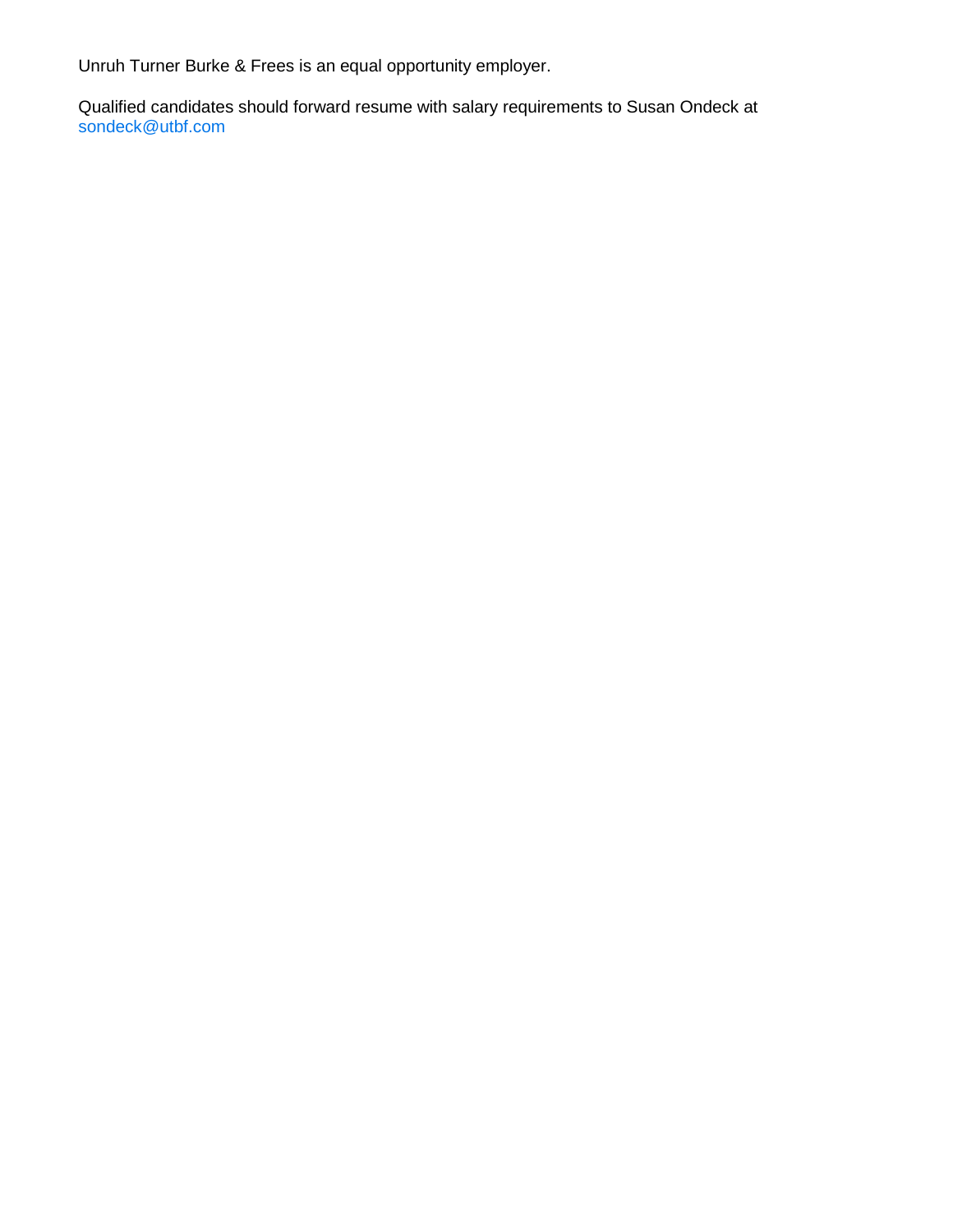Unruh Turner Burke & Frees is an equal opportunity employer.

Qualified candidates should forward resume with salary requirements to Susan Ondeck at sondeck@utbf.com